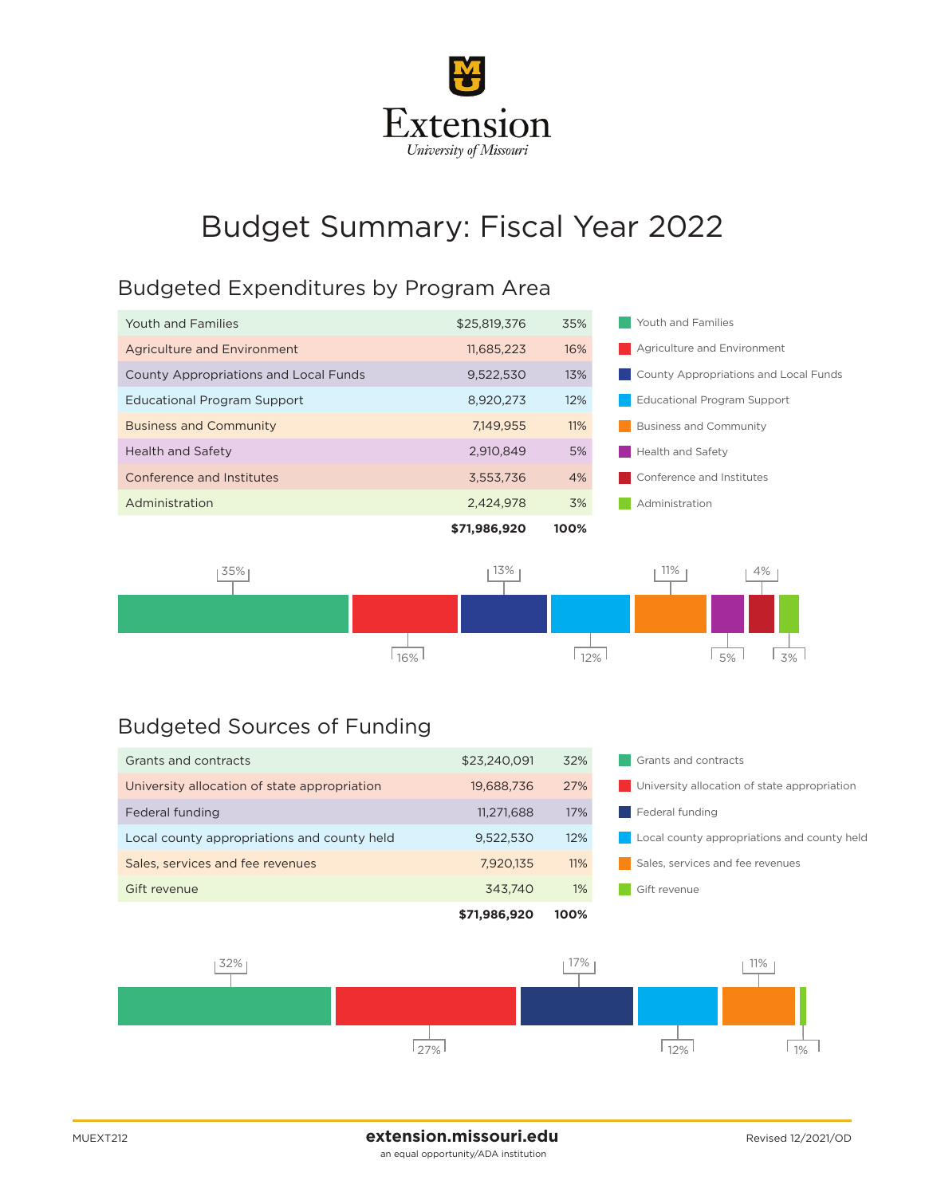Extension
*University of Missouri*

# Budget Summary: Fiscal Year 2022

## Budgeted Expenditures by Program Area

| Program Area | Amount | Percent |
|---|---|---|
| Youth and Families | $25,819,376 | 35% |
| Agriculture and Environment | 11,685,223 | 16% |
| County Appropriations and Local Funds | 9,522,530 | 13% |
| Educational Program Support | 8,920,273 | 12% |
| Business and Community | 7,149,955 | 11% |
| Health and Safety | 2,910,849 | 5% |
| Conference and Institutes | 3,553,736 | 4% |
| Administration | 2,424,978 | 3% |
| | **$71,986,920** | **100%** |

## Budgeted Sources of Funding

| Source | Amount | Percent |
|---|---|---|
| Grants and contracts | $23,240,091 | 32% |
| University allocation of state appropriation | 19,688,736 | 27% |
| Federal funding | 11,271,688 | 17% |
| Local county appropriations and county held | 9,522,530 | 12% |
| Sales, services and fee revenues | 7,920,135 | 11% |
| Gift revenue | 343,740 | 1% |
| | **$71,986,920** | **100%** |

MUEXT212

**extension.missouri.edu**
an equal opportunity/ADA institution

Revised 12/2021/OD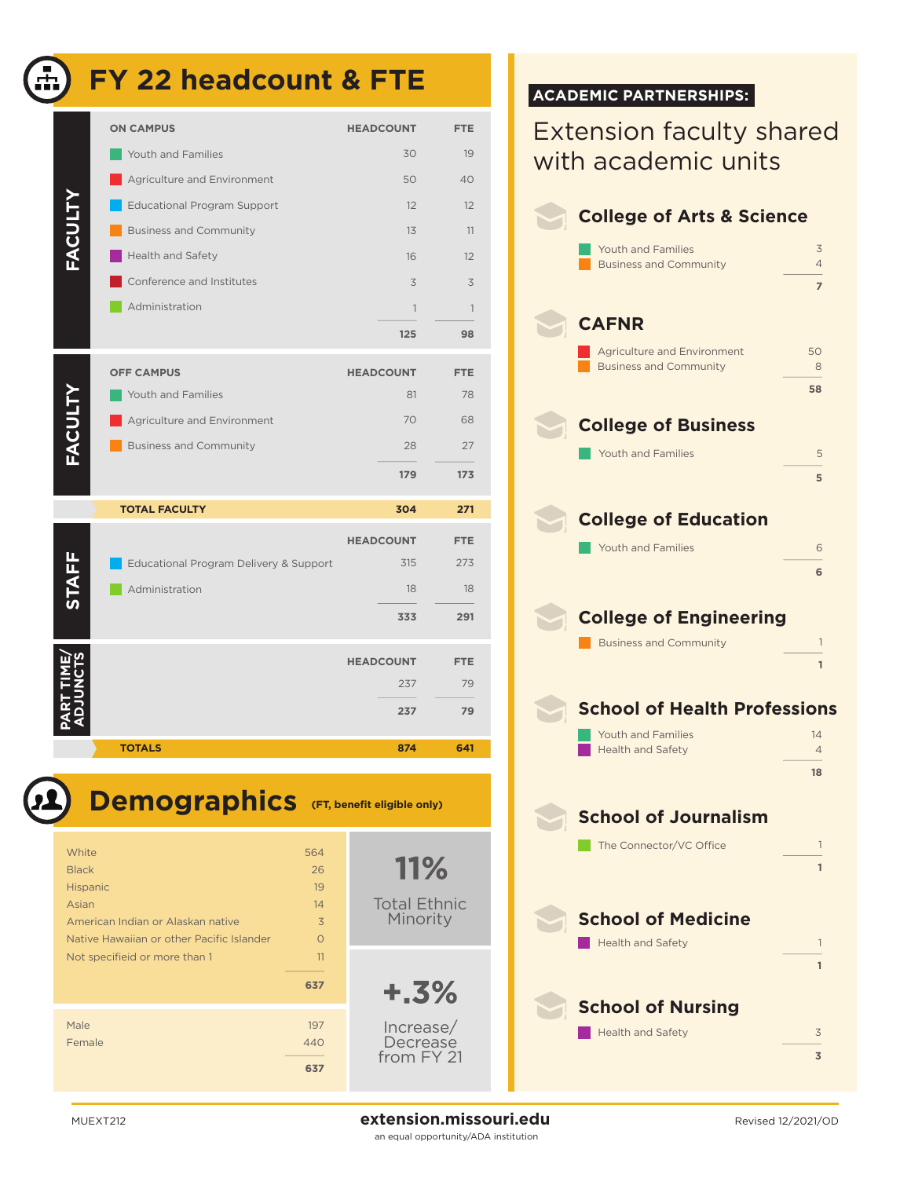# FY 22 headcount & FTE

| FACULTY — ON CAMPUS | HEADCOUNT | FTE |
|---|---|---|
| Youth and Families | 30 | 19 |
| Agriculture and Environment | 50 | 40 |
| Educational Program Support | 12 | 12 |
| Business and Community | 13 | 11 |
| Health and Safety | 16 | 12 |
| Conference and Institutes | 3 | 3 |
| Administration | 1 | 1 |
| | **125** | **98** |
| **FACULTY — OFF CAMPUS** | **HEADCOUNT** | **FTE** |
| Youth and Families | 81 | 78 |
| Agriculture and Environment | 70 | 68 |
| Business and Community | 28 | 27 |
| | **179** | **173** |
| **TOTAL FACULTY** | **304** | **271** |
| **STAFF** | **HEADCOUNT** | **FTE** |
| Educational Program Delivery & Support | 315 | 273 |
| Administration | 18 | 18 |
| | **333** | **291** |
| **PART TIME/ ADJUNCTS** | **HEADCOUNT** | **FTE** |
| | 237 | 79 |
| | **237** | **79** |
| **TOTALS** | **874** | **641** |

# Demographics (FT, benefit eligible only)

| | |
|---|---|
| White | 564 |
| Black | 26 |
| Hispanic | 19 |
| Asian | 14 |
| American Indian or Alaskan native | 3 |
| Native Hawaiian or other Pacific Islander | 0 |
| Not specifieid or more than 1 | 11 |
| | **637** |

| | |
|---|---|
| Male | 197 |
| Female | 440 |
| | **637** |

**11%**
Total Ethnic Minority

**+.3%**
Increase/ Decrease from FY 21

## ACADEMIC PARTNERSHIPS:

### Extension faculty shared with academic units

**College of Arts & Science**

| | |
|---|---|
| Youth and Families | 3 |
| Business and Community | 4 |
| | **7** |

**CAFNR**

| | |
|---|---|
| Agriculture and Environment | 50 |
| Business and Community | 8 |
| | **58** |

**College of Business**

| | |
|---|---|
| Youth and Families | 5 |
| | **5** |

**College of Education**

| | |
|---|---|
| Youth and Families | 6 |
| | **6** |

**College of Engineering**

| | |
|---|---|
| Business and Community | 1 |
| | **1** |

**School of Health Professions**

| | |
|---|---|
| Youth and Families | 14 |
| Health and Safety | 4 |
| | **18** |

**School of Journalism**

| | |
|---|---|
| The Connector/VC Office | 1 |
| | **1** |

**School of Medicine**

| | |
|---|---|
| Health and Safety | 1 |
| | **1** |

**School of Nursing**

| | |
|---|---|
| Health and Safety | 3 |
| | **3** |

MUEXT212

**extension.missouri.edu**
an equal opportunity/ADA institution

Revised 12/2021/OD